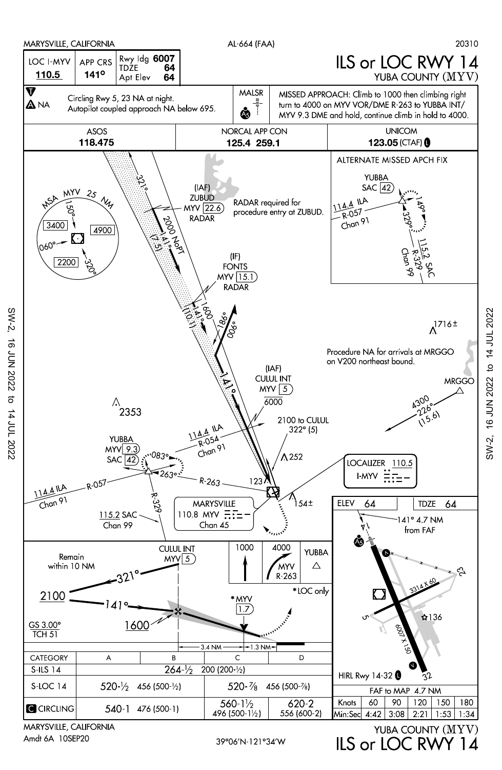MARYSVILLE, CALIFORNIA — AL-664 (FAA) — 20310

# ILS or LOC RWY 14

## YUBA COUNTY (MYV)

| LOC I-MYV | APP CRS | Rwy ldg 6007 |
|---|---|---|
| 110.5 | 141° | TDZE 64 |
| | | Apt Elev 64 |

Circling Rwy 5, 23 NA at night.
Autopilot coupled approach NA below 695.

MALSR

MISSED APPROACH: Climb to 1000 then climbing right turn to 4000 on MYV VOR/DME R-263 to YUBBA INT/ MYV 9.3 DME and hold, continue climb in hold to 4000.

| ASOS | NORCAL APP CON | UNICOM |
|---|---|---|
| 118.475 | 125.4 259.1 | 123.05 (CTAF) |

MSA MYV 25 NM: 150°–060° 3400; 060°–320° 2200; 320°–150° 4900

(IAF) ZUBUD MYV 22.6 RADAR

RADAR required for procedure entry at ZUBUD.

321° — 2000 NoPT — 141° (7.5)

(IF) FONTS MYV 15.1 RADAR

1600 — 141° (10.1)

186° — 006°

ALTERNATE MISSED APCH FIX

YUBBA SAC 42 — 114.4 ILA R-057 Chan 91 — 149° — 329° — 115.2 SAC R-329 Chan 99

1716±

Procedure NA for arrivals at MRGGO on V200 northeast bound.

MRGGO — 4300 226° (15.6)

(IAF) CULUL INT MYV 5 — 6000

2100 to CULUL 322° (5)

2353

YUBBA MYV 9.3 SAC 42 — 083° — 263°

114.4 ILA R-054 Chan 91

252

123

154±

114.4 ILA Chan 91 — R-057 — R-263 — R-329

115.2 SAC Chan 99

MARYSVILLE 110.8 MYV Chan 45

LOCALIZER 110.5 I-MYV

CULUL INT MYV 5

Remain within 10 NM

2100 — 321° — 141° — 1600

GS 3.00° TCH 51

*MYV 1.7

*LOC only

3.4 NM — 1.3 NM

1000 — 4000 MYV R-263 — YUBBA

ELEV 64 — TDZE 64

141° 4.7 NM from FAF

3314 X 60 — 6007 X 150 — 136

HIRL Rwy 14-32

| CATEGORY | A | B | C | D |
|---|---|---|---|---|
| S-ILS 14 | 264-½ 200 (200-½) | | | |
| S-LOC 14 | 520-½ 456 (500-½) | | 520-⅞ 456 (500-⅞) | |
| CIRCLING | 540-1 476 (500-1) | | 560-1½ 496 (500-1½) | 620-2 556 (600-2) |

FAF to MAP 4.7 NM

| Knots | 60 | 90 | 120 | 150 | 180 |
|---|---|---|---|---|---|
| Min:Sec | 4:42 | 3:08 | 2:21 | 1:53 | 1:34 |

MARYSVILLE, CALIFORNIA
Amdt 6A 10SEP20

39°06′N-121°34′W

YUBA COUNTY (MYV)
ILS or LOC RWY 14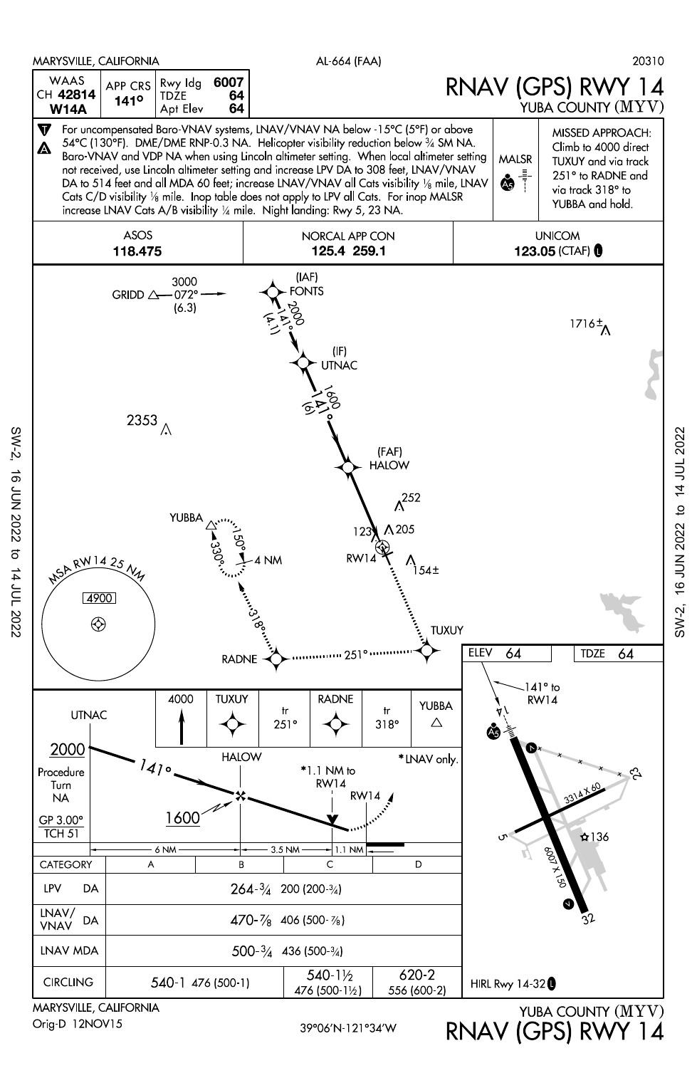MARYSVILLE, CALIFORNIA — AL-664 (FAA) — 20310

# RNAV (GPS) RWY 14

YUBA COUNTY (MYV)

| WAAS CH 42814 W14A | APP CRS 141° | Rwy ldg 6007 TDZE 64 Apt Elev 64 |
|---|---|---|

For uncompensated Baro-VNAV systems, LNAV/VNAV NA below -15°C (5°F) or above 54°C (130°F). DME/DME RNP-0.3 NA. Helicopter visibility reduction below ¾ SM NA. Baro-VNAV and VDP NA when using Lincoln altimeter setting. When local altimeter setting not received, use Lincoln altimeter setting and increase LPV DA to 308 feet, LNAV/VNAV DA to 514 feet and all MDA 60 feet; increase LNAV/VNAV all Cats visibility ⅛ mile, LNAV Cats C/D visibility ⅛ mile. Inop table does not apply to LPV all Cats. For inop MALSR increase LNAV Cats A/B visibility ¼ mile. Night landing: Rwy 5, 23 NA.

MALSR

MISSED APPROACH: Climb to 4000 direct TUXUY and via track 251° to RADNE and via track 318° to YUBBA and hold.

| ASOS | NORCAL APP CON | UNICOM |
|---|---|---|
| 118.475 | 125.4 259.1 | 123.05 (CTAF) |

GRIDD 3000 072° (6.3); (IAF) FONTS 2000 141° (4.1); (IF) UTNAC 1600 141° (6); (FAF) HALOW; RW14; TUXUY; RADNE 251°; 318°; YUBBA 150° 330° 4 NM; MSA RW14 25 NM 4900; 2353; 1716±; 252; 205; 123; 154±

ELEV 64 — TDZE 64

141° to RW14; 3314 X 60; 6007 X 150; 136; HIRL Rwy 14-32

UTNAC 2000; Procedure Turn NA; GP 3.00° TCH 51; 141°; HALOW 1600; *1.1 NM to RW14; RW14; *LNAV only.; 6 NM; 3.5 NM; 1.1 NM

4000 — TUXUY — tr 251° — RADNE — tr 318° — YUBBA

| CATEGORY | A | B | C | D |
|---|---|---|---|---|
| LPV DA | 264-¾ 200 (200-¾) | | | |
| LNAV/VNAV DA | 470-⅞ 406 (500-⅞) | | | |
| LNAV MDA | 500-¾ 436 (500-¾) | | | |
| CIRCLING | 540-1 476 (500-1) | | 540-1½ 476 (500-1½) | 620-2 556 (600-2) |

MARYSVILLE, CALIFORNIA
Orig-D 12NOV15

39°06′N-121°34′W

YUBA COUNTY (MYV)
RNAV (GPS) RWY 14

SW-2, 16 JUN 2022 to 14 JUL 2022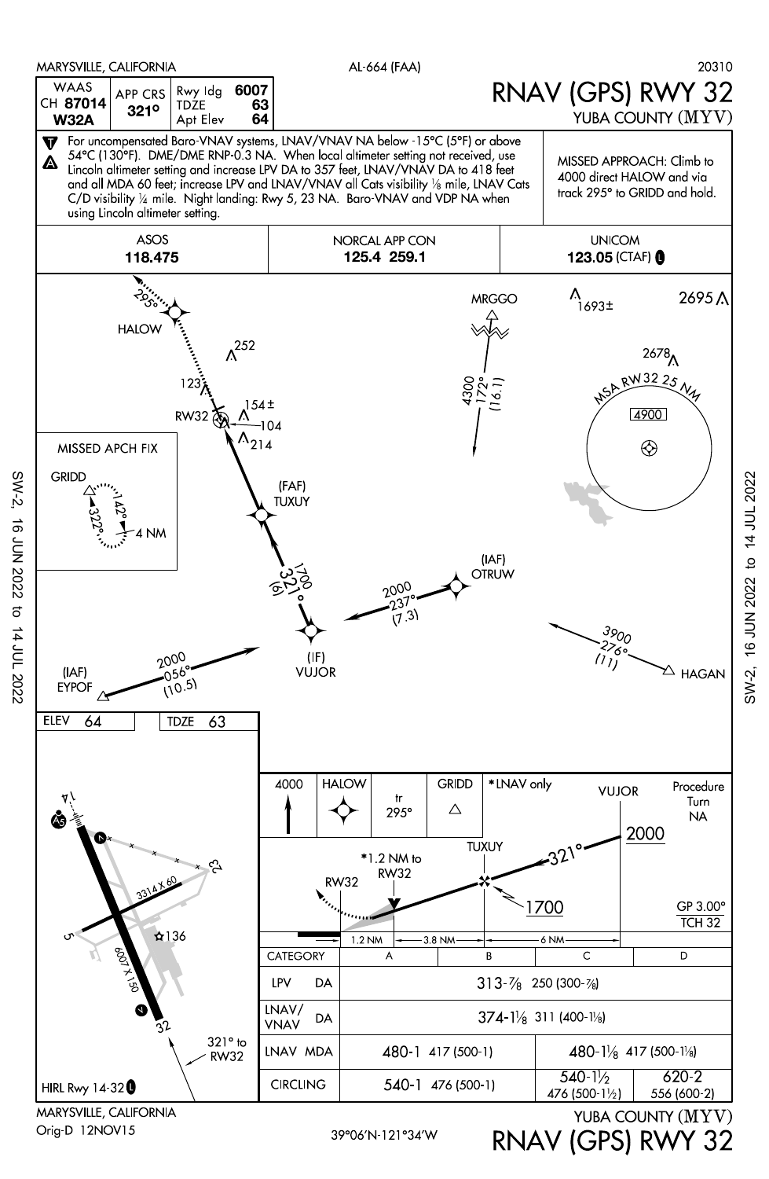MARYSVILLE, CALIFORNIA

AL-664 (FAA)

20310

# RNAV (GPS) RWY 32

## YUBA COUNTY (MYV)

| WAAS CH 87014 W32A | APP CRS 321° | Rwy ldg 6007 TDZE 63 Apt Elev 64 |
| --- | --- | --- |

For uncompensated Baro-VNAV systems, LNAV/VNAV NA below -15°C (5°F) or above 54°C (130°F). DME/DME RNP-0.3 NA. When local altimeter setting not received, use Lincoln altimeter setting and increase LPV DA to 357 feet, LNAV/VNAV DA to 418 feet and all MDA 60 feet; increase LPV and LNAV/VNAV all Cats visibility 1/8 mile, LNAV Cats C/D visibility 1/4 mile. Night landing: Rwy 5, 23 NA. Baro-VNAV and VDP NA when using Lincoln altimeter setting.

MISSED APPROACH: Climb to 4000 direct HALOW and via track 295° to GRIDD and hold.

| ASOS | NORCAL APP CON | UNICOM |
| --- | --- | --- |
| 118.475 | 125.4 259.1 | 123.05 (CTAF) |

HALOW
295°
252
123
154±
RW32
104
214
MRGGO
4300
172°
(16.1)
1693±
2695
2678
MSA RW32 25 NM
4900
MISSED APCH FIX
GRIDD
142°
322°
4 NM
(FAF) TUXUY
1700
321°
(6)
(IAF) OTRUW
2000
237°
(7.3)
(IF) VUJOR
(IAF) EYPOF
2000
056°
(10.5)
3900
276°
(11)
HAGAN

ELEV 64 TDZE 63

14
A5
3314 X 60
23
5
136
6007 X 150
32
321° to RW32
HIRL Rwy 14-32

4000
HALOW
tr 295°
GRIDD
*LNAV only
VUJOR
Procedure Turn NA
2000
321°
TUXUY
*1.2 NM to RW32
RW32
1700
GP 3.00°
TCH 32
1.2 NM
3.8 NM
6 NM

| CATEGORY | | A | B | C | D |
| --- | --- | --- | --- | --- | --- |
| LPV | DA | 313-7/8 250 (300-7/8) | | | |
| LNAV/ VNAV | DA | 374-1 1/8 311 (400-1 1/8) | | | |
| LNAV | MDA | 480-1 417 (500-1) | | 480-1 1/8 417 (500-1 1/8) | |
| CIRCLING | | 540-1 476 (500-1) | | 540-1 1/2 476 (500-1 1/2) | 620-2 556 (600-2) |

SW-2, 16 JUN 2022 to 14 JUL 2022

MARYSVILLE, CALIFORNIA
Orig-D 12NOV15

39°06'N-121°34'W

YUBA COUNTY (MYV)
RNAV (GPS) RWY 32